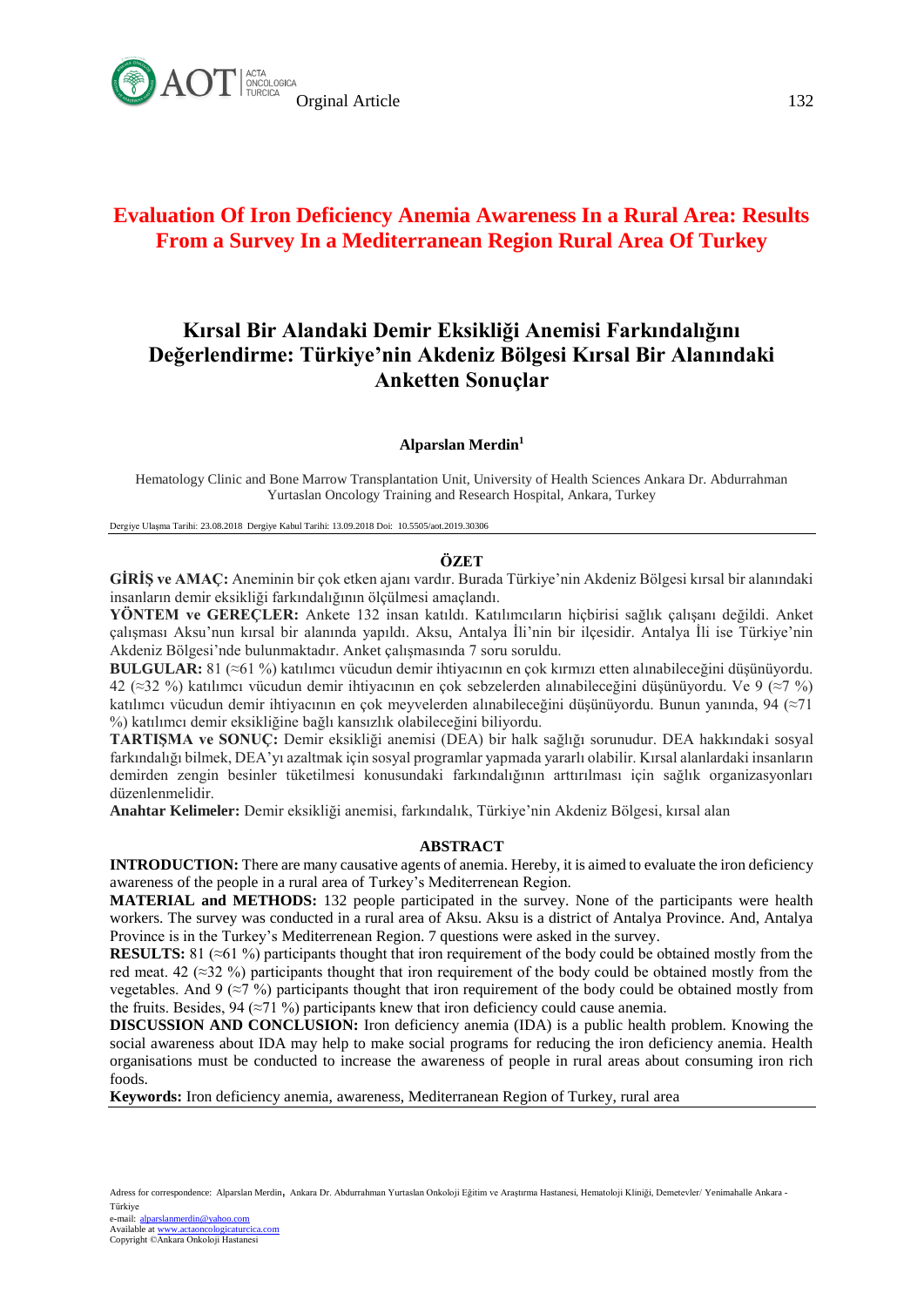Orginal Article

# Evaluation Of Iron Deficiency Anemia Awareness In a Rural Area: Results From a Survey In a Mediterranean Region Rural Area Of Turkey

# Kırsal Bir Alandaki Demir Eksikliği Anemisi Farkındalığını Değerlendirme: Türkiye'nin Akdeniz Bölgesi Kırsal Bir Alanındaki Anketten Sonuçlar

**Alparslan Merdin**[1]

Hematology Clinic and Bone Marrow Transplantation Unit, University of Health Sciences Ankara Dr. Abdurrahman Yurtaslan Oncology Training and Research Hospital, Ankara, Turkey

Dergiye Ulaşma Tarihi: 23.08.2018 Dergiye Kabul Tarihi: 13.09.2018 Doi: 10.5505/aot.2019.30306

## ÖZET

**GİRİŞ ve AMAÇ:** Aneminin bir çok etken ajanı vardır. Burada Türkiye'nin Akdeniz Bölgesi kırsal bir alanındaki insanların demir eksikliği farkındalığının ölçülmesi amaçlandı.

**YÖNTEM ve GEREÇLER:** Ankete 132 insan katıldı. Katılımcıların hiçbirisi sağlık çalışanı değildi. Anket çalışması Aksu'nun kırsal bir alanında yapıldı. Aksu, Antalya İli'nin bir ilçesidir. Antalya İli ise Türkiye'nin Akdeniz Bölgesi'nde bulunmaktadır. Anket çalışmasında 7 soru soruldu.

**BULGULAR:** 81 (≈61 %) katılımcı vücudun demir ihtiyacının en çok kırmızı etten alınabileceğini düşünüyordu. 42 (≈32 %) katılımcı vücudun demir ihtiyacının en çok sebzelerden alınabileceğini düşünüyordu. Ve 9 (≈7 %) katılımcı vücudun demir ihtiyacının en çok meyvelerden alınabileceğini düşünüyordu. Bunun yanında, 94 (≈71 %) katılımcı demir eksikliğine bağlı kansızlık olabileceğini biliyordu.

**TARTIŞMA ve SONUÇ:** Demir eksikliği anemisi (DEA) bir halk sağlığı sorunudur. DEA hakkındaki sosyal farkındalığı bilmek, DEA'yı azaltmak için sosyal programlar yapmada yararlı olabilir. Kırsal alanlardaki insanların demirden zengin besinler tüketilmesi konusundaki farkındalığının arttırılması için sağlık organizasyonları düzenlenmelidir.

**Anahtar Kelimeler:** Demir eksikliği anemisi, farkındalık, Türkiye'nin Akdeniz Bölgesi, kırsal alan

## ABSTRACT

**INTRODUCTION:** There are many causative agents of anemia. Hereby, it is aimed to evaluate the iron deficiency awareness of the people in a rural area of Turkey's Mediterranean Region.

**MATERIAL and METHODS:** 132 people participated in the survey. None of the participants were health workers. The survey was conducted in a rural area of Aksu. Aksu is a district of Antalya Province. And, Antalya Province is in the Turkey's Mediterrenean Region. 7 questions were asked in the survey.

**RESULTS:** 81 (≈61 %) participants thought that iron requirement of the body could be obtained mostly from the red meat. 42 (≈32 %) participants thought that iron requirement of the body could be obtained mostly from the vegetables. And 9 (≈7 %) participants thought that iron requirement of the body could be obtained mostly from the fruits. Besides, 94 (≈71 %) participants knew that iron deficiency could cause anemia.

**DISCUSSION AND CONCLUSION:** Iron deficiency anemia (IDA) is a public health problem. Knowing the social awareness about IDA may help to make social programs for reducing the iron deficiency anemia. Health organisations must be conducted to increase the awareness of people in rural areas about consuming iron rich foods.

**Keywords:** Iron deficiency anemia, awareness, Mediterranean Region of Turkey, rural area

Adress for correspondence: Alparslan Merdin, Ankara Dr. Abdurrahman Yurtaslan Onkoloji Eğitim ve Araştırma Hastanesi, Hematoloji Kliniği, Demetevler/ Yenimahalle Ankara - Türkiye
e-mail: alparslanmerdin@yahoo.com
Available at www.actaoncologicaturcica.com
Copyright ©Ankara Onkoloji Hastanesi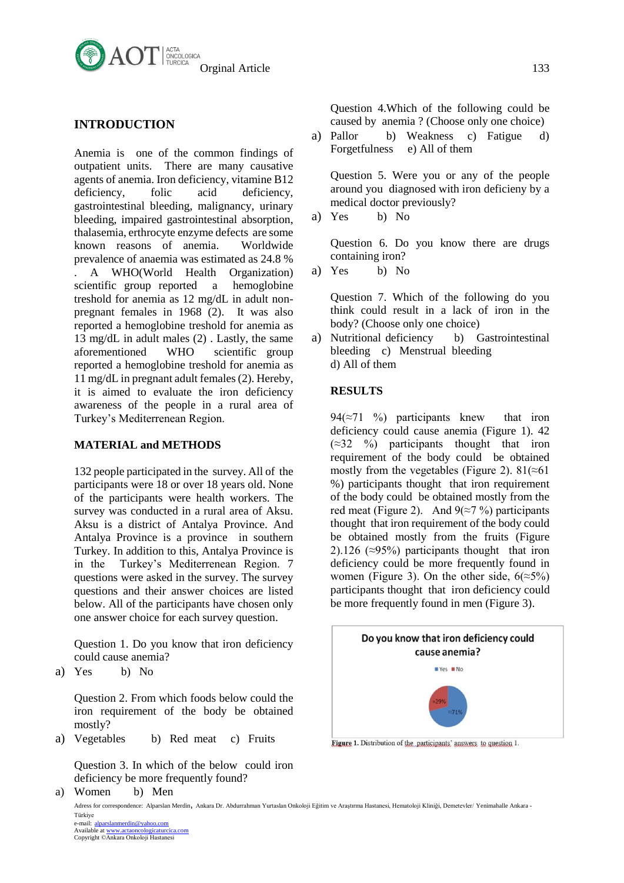## INTRODUCTION

Anemia is one of the common findings of outpatient units. There are many causative agents of anemia. Iron deficiency, vitamine B12 deficiency, folic acid deficiency, gastrointestinal bleeding, malignancy, urinary bleeding, impaired gastrointestinal absorption, thalasemia, erthrocyte enzyme defects are some known reasons of anemia. Worldwide prevalence of anaemia was estimated as 24.8 % . A WHO(World Health Organization) scientific group reported a hemoglobine treshold for anemia as 12 mg/dL in adult non-pregnant females in 1968 (2). It was also reported a hemoglobine treshold for anemia as 13 mg/dL in adult males (2) . Lastly, the same aforementioned WHO scientific group reported a hemoglobine treshold for anemia as 11 mg/dL in pregnant adult females (2). Hereby, it is aimed to evaluate the iron deficiency awareness of the people in a rural area of Turkey's Mediterrenean Region.

## MATERIAL and METHODS

132 people participated in the survey. All of the participants were 18 or over 18 years old. None of the participants were health workers. The survey was conducted in a rural area of Aksu. Aksu is a district of Antalya Province. And Antalya Province is a province in southern Turkey. In addition to this, Antalya Province is in the Turkey's Mediterrenean Region. 7 questions were asked in the survey. The survey questions and their answer choices are listed below. All of the participants have chosen only one answer choice for each survey question.

Question 1. Do you know that iron deficiency could cause anemia?

a) Yes b) No

Question 2. From which foods below could the iron requirement of the body be obtained mostly?

a) Vegetables b) Red meat c) Fruits

Question 3. In which of the below could iron deficiency be more frequently found?

a) Women b) Men

Question 4.Which of the following could be caused by anemia ? (Choose only one choice)

a) Pallor b) Weakness c) Fatigue d) Forgetfulness e) All of them

Question 5. Were you or any of the people around you diagnosed with iron deficieny by a medical doctor previously?

a) Yes b) No

Question 6. Do you know there are drugs containing iron?

a) Yes b) No

Question 7. Which of the following do you think could result in a lack of iron in the body? (Choose only one choice)

a) Nutritional deficiency b) Gastrointestinal bleeding c) Menstrual bleeding d) All of them

## RESULTS

94(≈71 %) participants knew that iron deficiency could cause anemia (Figure 1). 42 (≈32 %) participants thought that iron requirement of the body could be obtained mostly from the vegetables (Figure 2). 81(≈61 %) participants thought that iron requirement of the body could be obtained mostly from the red meat (Figure 2). And 9(≈7 %) participants thought that iron requirement of the body could be obtained mostly from the fruits (Figure 2).126 (≈95%) participants thought that iron deficiency could be more frequently found in women (Figure 3). On the other side, 6(≈5%) participants thought that iron deficiency could be more frequently found in men (Figure 3).

**Do you know that iron deficiency could cause anemia?**

Yes No

≈29% ≈71%

**Figure 1.** Distribution of the participants' answers to question 1.

Adress for correspondence: Alparslan Merdin, Ankara Dr. Abdurrahman Yurtaslan Onkoloji Eğitim ve Araştırma Hastanesi, Hematoloji Kliniği, Demetevler/ Yenimahalle Ankara - Türkiye
e-mail: alparslanmerdin@yahoo.com
Available at www.actaoncologicaturcica.com
Copyright ©Ankara Onkoloji Hastanesi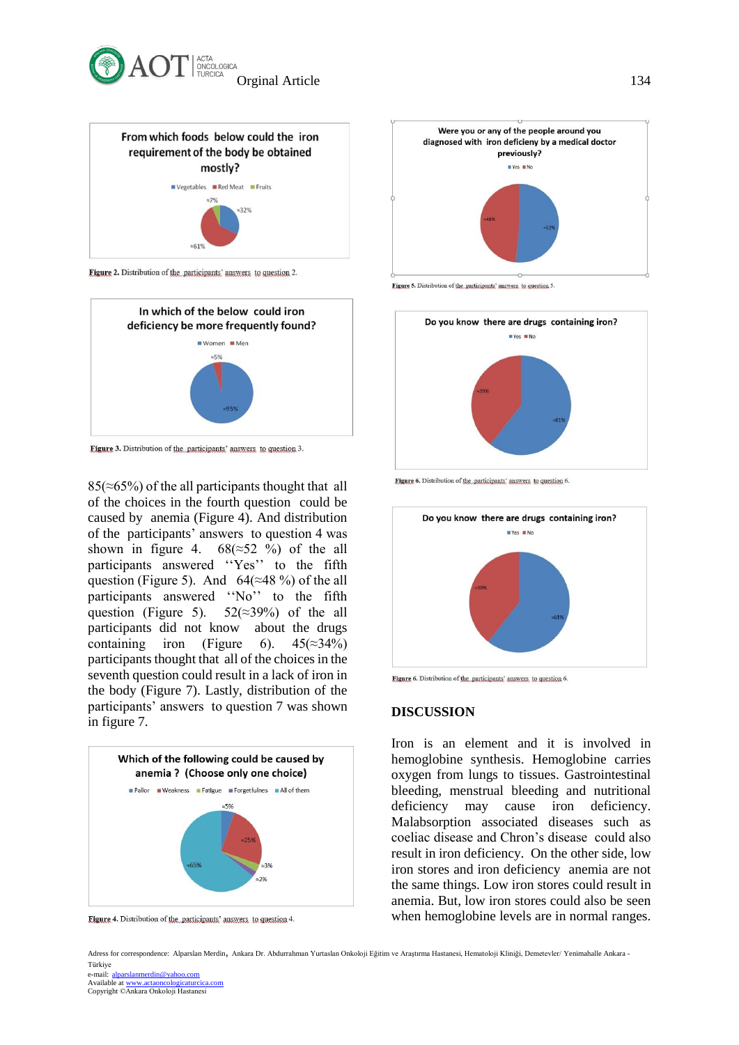Figure 2. Distribution of the participants' answers to question 2.

Figure 3. Distribution of the participants' answers to question 3.

85(≈65%) of the all participants thought that all of the choices in the fourth question could be caused by anemia (Figure 4). And distribution of the participants' answers to question 4 was shown in figure 4. 68(≈52 %) of the all participants answered ''Yes'' to the fifth question (Figure 5). And 64(≈48 %) of the all participants answered ''No'' to the fifth question (Figure 5). 52(≈39%) of the all participants did not know about the drugs containing iron (Figure 6). 45(≈34%) participants thought that all of the choices in the seventh question could result in a lack of iron in the body (Figure 7). Lastly, distribution of the participants' answers to question 7 was shown in figure 7.

Figure 4. Distribution of the participants' answers to question 4.

Figure 5. Distribution of the participants' answers to question 5.

Figure 6. Distribution of the participants' answers to question 6.

Figure 6. Distribution of the participants' answers to question 6.

## DISCUSSION

Iron is an element and it is involved in hemoglobine synthesis. Hemoglobine carries oxygen from lungs to tissues. Gastrointestinal bleeding, menstrual bleeding and nutritional deficiency may cause iron deficiency. Malabsorption associated diseases such as coeliac disease and Chron's disease could also result in iron deficiency. On the other side, low iron stores and iron deficiency anemia are not the same things. Low iron stores could result in anemia. But, low iron stores could also be seen when hemoglobine levels are in normal ranges.

Adress for correspondence: Alparslan Merdin, Ankara Dr. Abdurrahman Yurtaslan Onkoloji Eğitim ve Araştırma Hastanesi, Hematoloji Kliniği, Demetevler/ Yenimahalle Ankara - Türkiye
e-mail: alparslanmerdin@yahoo.com
Available at www.actaoncologicaturcica.com
Copyright ©Ankara Onkoloji Hastanesi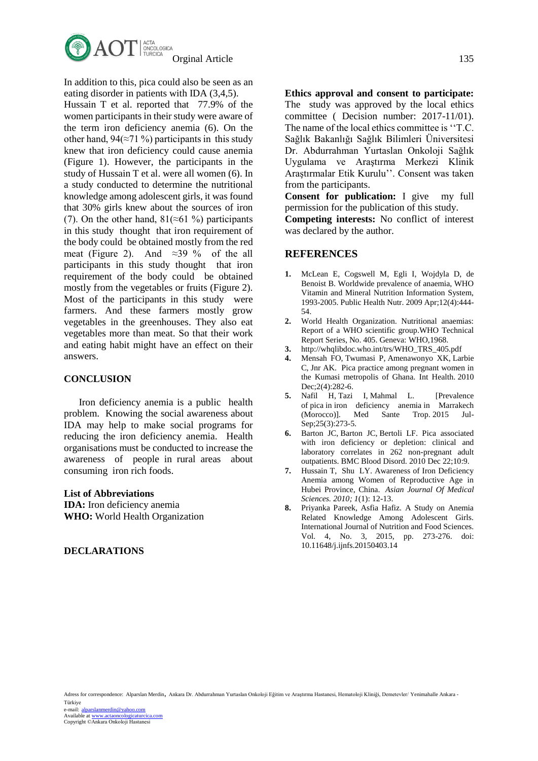In addition to this, pica could also be seen as an eating disorder in patients with IDA (3,4,5).

Hussain T et al. reported that 77.9% of the women participants in their study were aware of the term iron deficiency anemia (6). On the other hand, 94(≈71 %) participants in this study knew that iron deficiency could cause anemia (Figure 1). However, the participants in the study of Hussain T et al. were all women (6). In a study conducted to determine the nutritional knowledge among adolescent girls, it was found that 30% girls knew about the sources of iron (7). On the other hand, 81(≈61 %) participants in this study thought that iron requirement of the body could be obtained mostly from the red meat (Figure 2). And ≈39 % of the all participants in this study thought that iron requirement of the body could be obtained mostly from the vegetables or fruits (Figure 2). Most of the participants in this study were farmers. And these farmers mostly grow vegetables in the greenhouses. They also eat vegetables more than meat. So that their work and eating habit might have an effect on their answers.

## CONCLUSION

Iron deficiency anemia is a public health problem. Knowing the social awareness about IDA may help to make social programs for reducing the iron deficiency anemia. Health organisations must be conducted to increase the awareness of people in rural areas about consuming iron rich foods.

**List of Abbreviations**

**IDA:** Iron deficiency anemia
**WHO:** World Health Organization

## DECLARATIONS

**Ethics approval and consent to participate:** The study was approved by the local ethics committee ( Decision number: 2017-11/01). The name of the local ethics committee is ''T.C. Sağlık Bakanlığı Sağlık Bilimleri Üniversitesi Dr. Abdurrahman Yurtaslan Onkoloji Sağlık Uygulama ve Araştırma Merkezi Klinik Araştırmalar Etik Kurulu''. Consent was taken from the participants.

**Consent for publication:** I give my full permission for the publication of this study.

**Competing interests:** No conflict of interest was declared by the author.

## REFERENCES

1. McLean E, Cogswell M, Egli I, Wojdyla D, de Benoist B. Worldwide prevalence of anaemia, WHO Vitamin and Mineral Nutrition Information System, 1993-2005. Public Health Nutr. 2009 Apr;12(4):444-54.
2. World Health Organization. Nutritional anaemias: Report of a WHO scientific group.WHO Technical Report Series, No. 405. Geneva: WHO,1968.
3. http://whqlibdoc.who.int/trs/WHO_TRS_405.pdf
4. Mensah FO, Twumasi P, Amenawonyo XK, Larbie C, Jnr AK. Pica practice among pregnant women in the Kumasi metropolis of Ghana. Int Health. 2010 Dec;2(4):282-6.
5. Nafil H, Tazi I, Mahmal L. [Prevalence of pica in iron deficiency anemia in Marrakech (Morocco)]. Med Sante Trop. 2015 Jul-Sep;25(3):273-5.
6. Barton JC, Barton JC, Bertoli LF. Pica associated with iron deficiency or depletion: clinical and laboratory correlates in 262 non-pregnant adult outpatients. BMC Blood Disord. 2010 Dec 22;10:9.
7. Hussain T, Shu LY. Awareness of Iron Deficiency Anemia among Women of Reproductive Age in Hubei Province, China. *Asian Journal Of Medical Sciences. 2010; 1*(1): 12-13.
8. Priyanka Pareek, Asfia Hafiz. A Study on Anemia Related Knowledge Among Adolescent Girls. International Journal of Nutrition and Food Sciences. Vol. 4, No. 3, 2015, pp. 273-276. doi: 10.11648/j.ijnfs.20150403.14

Adress for correspondence: Alparslan Merdin, Ankara Dr. Abdurrahman Yurtaslan Onkoloji Eğitim ve Araştırma Hastanesi, Hematoloji Kliniği, Demetevler/ Yenimahalle Ankara - Türkiye
e-mail: alparslanmerdin@yahoo.com
Available at www.actaoncologicaturcica.com
Copyright ©Ankara Onkoloji Hastanesi